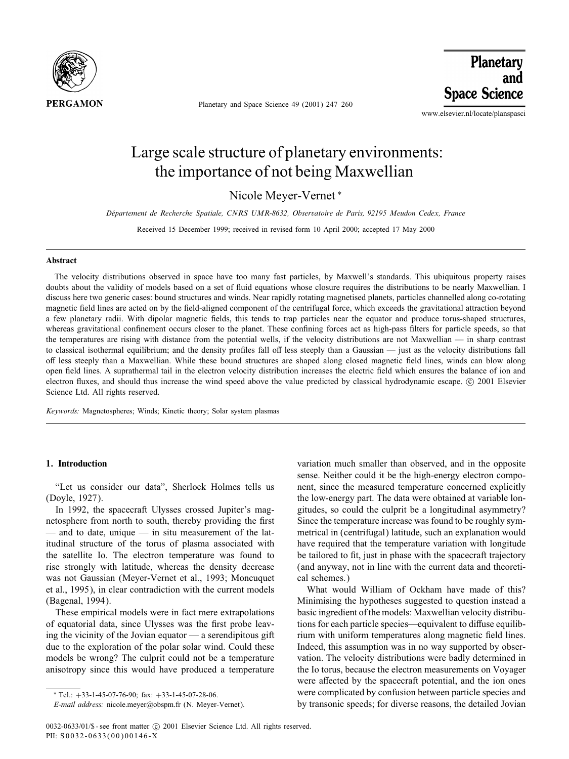# Large scale structure of planetary environments: the importance of not being Maxwellian

Nicole Meyer-Vernet *

*Département de Recherche Spatiale, CNRS UMR-8632, Observatoire de Paris, 92195 Meudon Cedex, France*

Received 15 December 1999; received in revised form 10 April 2000; accepted 17 May 2000

## Abstract

The velocity distributions observed in space have too many fast particles, by Maxwell's standards. This ubiquitous property raises doubts about the validity of models based on a set of fluid equations whose closure requires the distributions to be nearly Maxwellian. I discuss here two generic cases: bound structures and winds. Near rapidly rotating magnetised planets, particles channelled along co-rotating magnetic field lines are acted on by the field-aligned component of the centrifugal force, which exceeds the gravitational attraction beyond a few planetary radii. With dipolar magnetic fields, this tends to trap particles near the equator and produce torus-shaped structures, whereas gravitational confinement occurs closer to the planet. These confining forces act as high-pass filters for particle speeds, so that the temperatures are rising with distance from the potential wells, if the velocity distributions are not Maxwellian — in sharp contrast to classical isothermal equilibrium; and the density profiles fall off less steeply than a Gaussian — just as the velocity distributions fall off less steeply than a Maxwellian. While these bound structures are shaped along closed magnetic field lines, winds can blow along open field lines. A suprathermal tail in the electron velocity distribution increases the electric field which ensures the balance of ion and electron fluxes, and should thus increase the wind speed above the value predicted by classical hydrodynamic escape. © 2001 Elsevier Science Ltd. All rights reserved.

*Keywords:* Magnetospheres; Winds; Kinetic theory; Solar system plasmas

## 1. Introduction

"Let us consider our data", Sherlock Holmes tells us (Doyle, 1927).

In 1992, the spacecraft Ulysses crossed Jupiter's magnetosphere from north to south, thereby providing the first — and to date, unique — in situ measurement of the latitudinal structure of the torus of plasma associated with the satellite Io. The electron temperature was found to rise strongly with latitude, whereas the density decrease was not Gaussian (Meyer-Vernet et al., 1993; Moncuquet et al., 1995), in clear contradiction with the current models (Bagenal, 1994).

These empirical models were in fact mere extrapolations of equatorial data, since Ulysses was the first probe leaving the vicinity of the Jovian equator — a serendipitous gift due to the exploration of the polar solar wind. Could these models be wrong? The culprit could not be a temperature anisotropy since this would have produced a temperature variation much smaller than observed, and in the opposite sense. Neither could it be the high-energy electron component, since the measured temperature concerned explicitly the low-energy part. The data were obtained at variable longitudes, so could the culprit be a longitudinal asymmetry? Since the temperature increase was found to be roughly symmetrical in (centrifugal) latitude, such an explanation would have required that the temperature variation with longitude be tailored to fit, just in phase with the spacecraft trajectory (and anyway, not in line with the current data and theoretical schemes.)

What would William of Ockham have made of this? Minimising the hypotheses suggested to question instead a basic ingredient of the models: Maxwellian velocity distributions for each particle species—equivalent to diffuse equilibrium with uniform temperatures along magnetic field lines. Indeed, this assumption was in no way supported by observation. The velocity distributions were badly determined in the Io torus, because the electron measurements on Voyager were affected by the spacecraft potential, and the ion ones were complicated by confusion between particle species and by transonic speeds; for diverse reasons, the detailed Jovian

* Tel.: +33-1-45-07-76-90; fax: +33-1-45-07-28-06.
*E-mail address:* nicole.meyer@obspm.fr (N. Meyer-Vernet).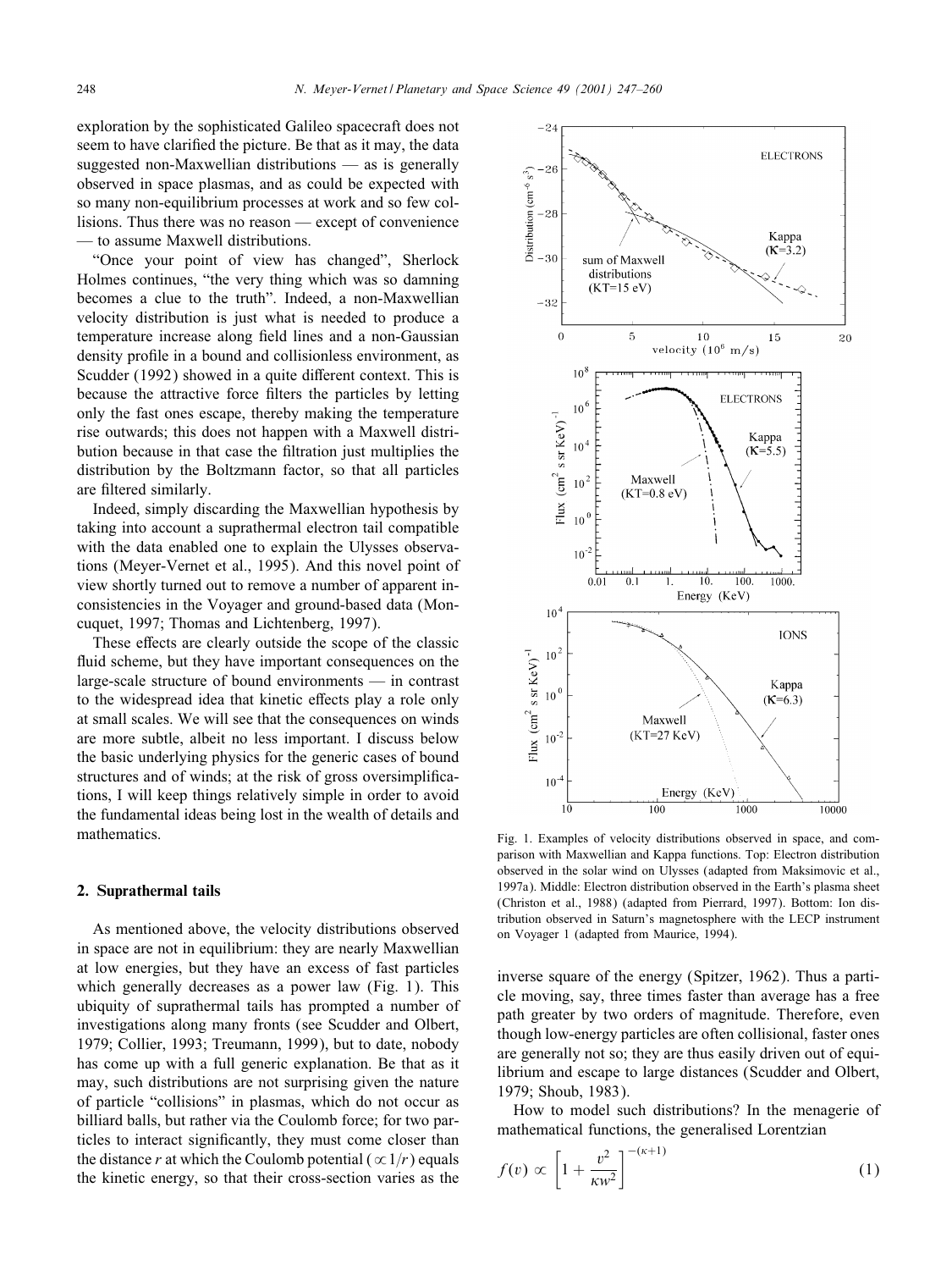exploration by the sophisticated Galileo spacecraft does not seem to have clarified the picture. Be that as it may, the data suggested non-Maxwellian distributions — as is generally observed in space plasmas, and as could be expected with so many non-equilibrium processes at work and so few collisions. Thus there was no reason — except of convenience — to assume Maxwell distributions.

"Once your point of view has changed", Sherlock Holmes continues, "the very thing which was so damning becomes a clue to the truth". Indeed, a non-Maxwellian velocity distribution is just what is needed to produce a temperature increase along field lines and a non-Gaussian density profile in a bound and collisionless environment, as Scudder (1992) showed in a quite different context. This is because the attractive force filters the particles by letting only the fast ones escape, thereby making the temperature rise outwards; this does not happen with a Maxwell distribution because in that case the filtration just multiplies the distribution by the Boltzmann factor, so that all particles are filtered similarly.

Indeed, simply discarding the Maxwellian hypothesis by taking into account a suprathermal electron tail compatible with the data enabled one to explain the Ulysses observations (Meyer-Vernet et al., 1995). And this novel point of view shortly turned out to remove a number of apparent inconsistencies in the Voyager and ground-based data (Moncuquet, 1997; Thomas and Lichtenberg, 1997).

These effects are clearly outside the scope of the classic fluid scheme, but they have important consequences on the large-scale structure of bound environments — in contrast to the widespread idea that kinetic effects play a role only at small scales. We will see that the consequences on winds are more subtle, albeit no less important. I discuss below the basic underlying physics for the generic cases of bound structures and of winds; at the risk of gross oversimplifications, I will keep things relatively simple in order to avoid the fundamental ideas being lost in the wealth of details and mathematics.

## 2. Suprathermal tails

As mentioned above, the velocity distributions observed in space are not in equilibrium: they are nearly Maxwellian at low energies, but they have an excess of fast particles which generally decreases as a power law (Fig. 1). This ubiquity of suprathermal tails has prompted a number of investigations along many fronts (see Scudder and Olbert, 1979; Collier, 1993; Treumann, 1999), but to date, nobody has come up with a full generic explanation. Be that as it may, such distributions are not surprising given the nature of particle "collisions" in plasmas, which do not occur as billiard balls, but rather via the Coulomb force; for two particles to interact significantly, they must come closer than the distance $r$ at which the Coulomb potential ($\propto 1/r$) equals the kinetic energy, so that their cross-section varies as the inverse square of the energy (Spitzer, 1962). Thus a particle moving, say, three times faster than average has a free path greater by two orders of magnitude. Therefore, even though low-energy particles are often collisional, faster ones are generally not so; they are thus easily driven out of equilibrium and escape to large distances (Scudder and Olbert, 1979; Shoub, 1983).

Fig. 1. Examples of velocity distributions observed in space, and comparison with Maxwellian and Kappa functions. Top: Electron distribution observed in the solar wind on Ulysses (adapted from Maksimovic et al., 1997a). Middle: Electron distribution observed in the Earth's plasma sheet (Christon et al., 1988) (adapted from Pierrard, 1997). Bottom: Ion distribution observed in Saturn's magnetosphere with the LECP instrument on Voyager 1 (adapted from Maurice, 1994).

How to model such distributions? In the menagerie of mathematical functions, the generalised Lorentzian

$$f(v) \propto \left[1 + \frac{v^2}{\kappa w^2}\right]^{-(\kappa+1)} \tag{1}$$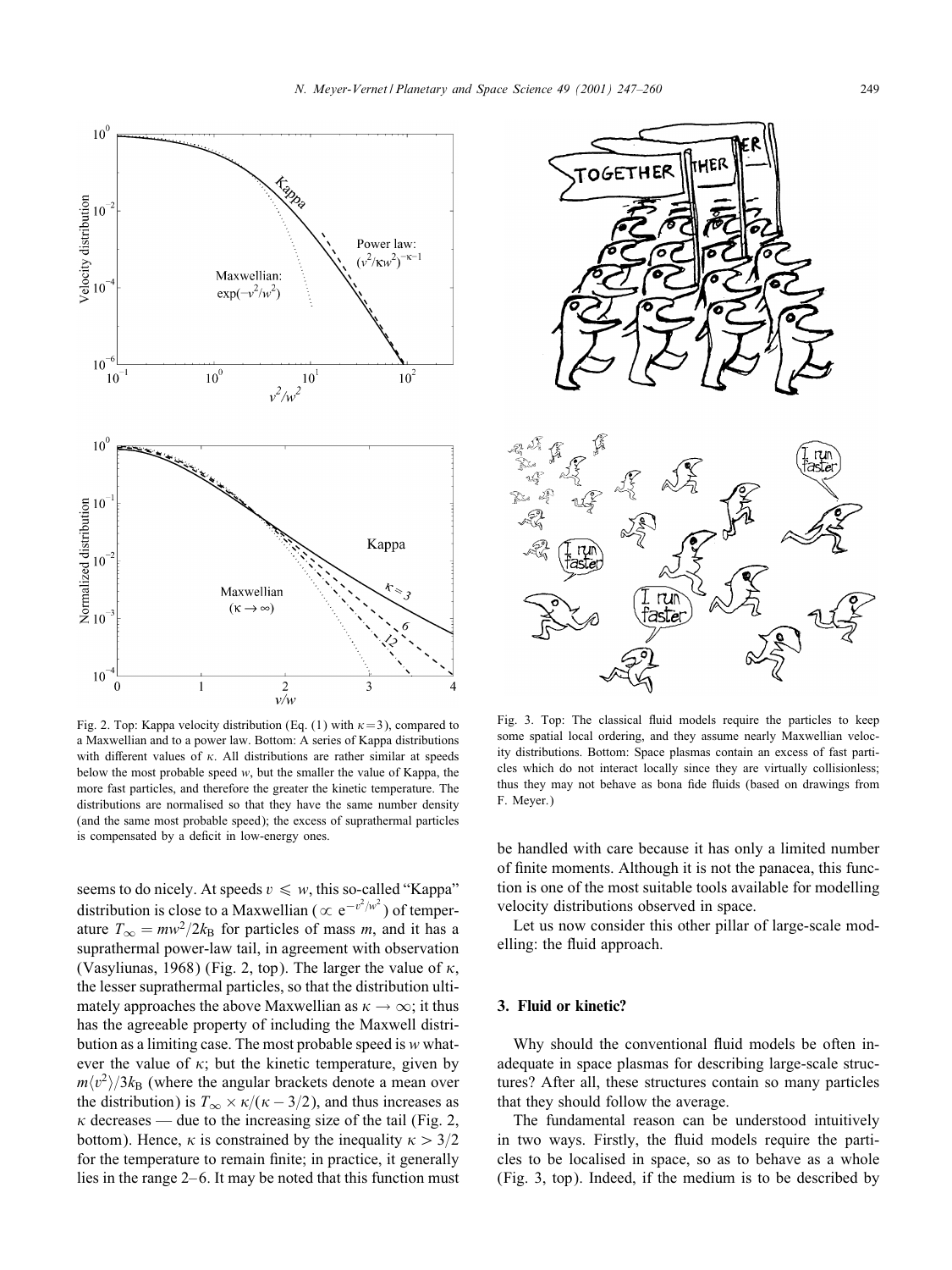Fig. 2. Top: Kappa velocity distribution (Eq. (1) with $\kappa = 3$), compared to a Maxwellian and to a power law. Bottom: A series of Kappa distributions with different values of $\kappa$. All distributions are rather similar at speeds below the most probable speed $w$, but the smaller the value of Kappa, the more fast particles, and therefore the greater the kinetic temperature. The distributions are normalised so that they have the same number density (and the same most probable speed); the excess of suprathermal particles is compensated by a deficit in low-energy ones.

Fig. 3. Top: The classical fluid models require the particles to keep some spatial local ordering, and they assume nearly Maxwellian velocity distributions. Bottom: Space plasmas contain an excess of fast particles which do not interact locally since they are virtually collisionless; thus they may not behave as bona fide fluids (based on drawings from F. Meyer.)

seems to do nicely. At speeds $v \leqslant w$, this so-called "Kappa" distribution is close to a Maxwellian ($\propto e^{-v^2/w^2}$) of temperature $T_\infty = mw^2/2k_B$ for particles of mass $m$, and it has a suprathermal power-law tail, in agreement with observation (Vasyliunas, 1968) (Fig. 2, top). The larger the value of $\kappa$, the lesser suprathermal particles, so that the distribution ultimately approaches the above Maxwellian as $\kappa \to \infty$; it thus has the agreeable property of including the Maxwell distribution as a limiting case. The most probable speed is $w$ whatever the value of $\kappa$; but the kinetic temperature, given by $m\langle v^2 \rangle / 3k_B$ (where the angular brackets denote a mean over the distribution) is $T_\infty \times \kappa/(\kappa - 3/2)$, and thus increases as $\kappa$ decreases — due to the increasing size of the tail (Fig. 2, bottom). Hence, $\kappa$ is constrained by the inequality $\kappa > 3/2$ for the temperature to remain finite; in practice, it generally lies in the range 2–6. It may be noted that this function must be handled with care because it has only a limited number of finite moments. Although it is not the panacea, this function is one of the most suitable tools available for modelling velocity distributions observed in space.

Let us now consider this other pillar of large-scale modelling: the fluid approach.

## 3. Fluid or kinetic?

Why should the conventional fluid models be often inadequate in space plasmas for describing large-scale structures? After all, these structures contain so many particles that they should follow the average.

The fundamental reason can be understood intuitively in two ways. Firstly, the fluid models require the particles to be localised in space, so as to behave as a whole (Fig. 3, top). Indeed, if the medium is to be described by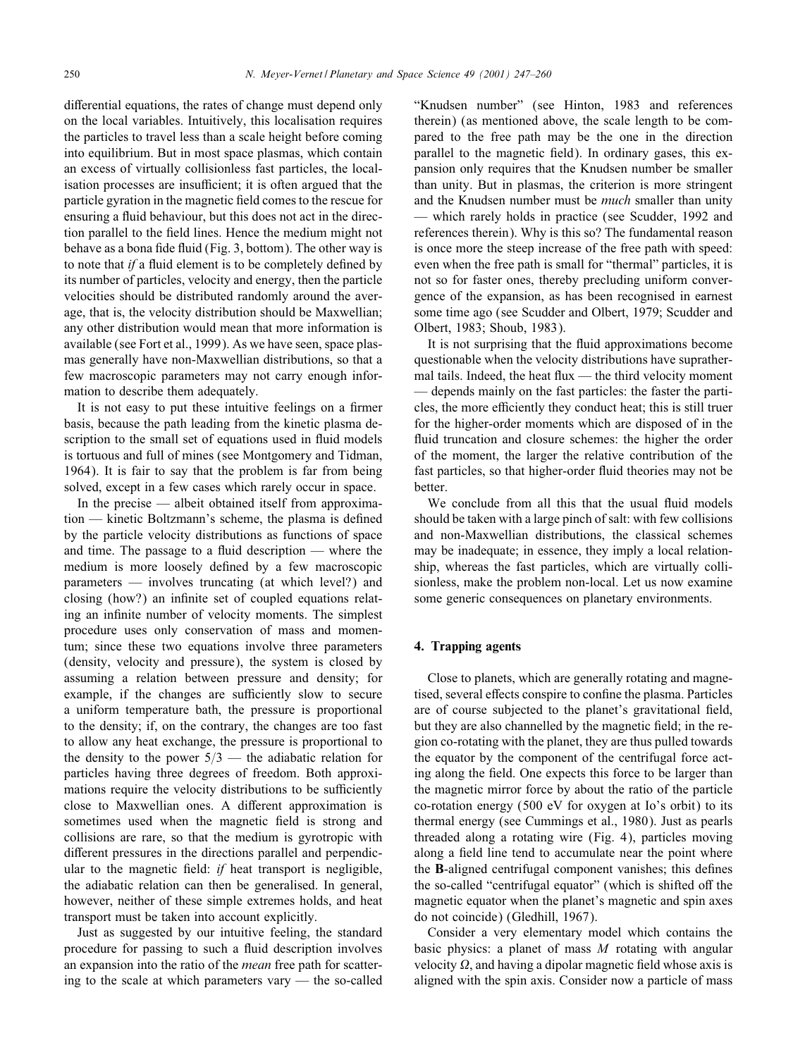differential equations, the rates of change must depend only on the local variables. Intuitively, this localisation requires the particles to travel less than a scale height before coming into equilibrium. But in most space plasmas, which contain an excess of virtually collisionless fast particles, the localisation processes are insufficient; it is often argued that the particle gyration in the magnetic field comes to the rescue for ensuring a fluid behaviour, but this does not act in the direction parallel to the field lines. Hence the medium might not behave as a bona fide fluid (Fig. 3, bottom). The other way is to note that *if* a fluid element is to be completely defined by its number of particles, velocity and energy, then the particle velocities should be distributed randomly around the average, that is, the velocity distribution should be Maxwellian; any other distribution would mean that more information is available (see Fort et al., 1999). As we have seen, space plasmas generally have non-Maxwellian distributions, so that a few macroscopic parameters may not carry enough information to describe them adequately.

It is not easy to put these intuitive feelings on a firmer basis, because the path leading from the kinetic plasma description to the small set of equations used in fluid models is tortuous and full of mines (see Montgomery and Tidman, 1964). It is fair to say that the problem is far from being solved, except in a few cases which rarely occur in space.

In the precise — albeit obtained itself from approximation — kinetic Boltzmann's scheme, the plasma is defined by the particle velocity distributions as functions of space and time. The passage to a fluid description — where the medium is more loosely defined by a few macroscopic parameters — involves truncating (at which level?) and closing (how?) an infinite set of coupled equations relating an infinite number of velocity moments. The simplest procedure uses only conservation of mass and momentum; since these two equations involve three parameters (density, velocity and pressure), the system is closed by assuming a relation between pressure and density; for example, if the changes are sufficiently slow to secure a uniform temperature bath, the pressure is proportional to the density; if, on the contrary, the changes are too fast to allow any heat exchange, the pressure is proportional to the density to the power $5/3$ — the adiabatic relation for particles having three degrees of freedom. Both approximations require the velocity distributions to be sufficiently close to Maxwellian ones. A different approximation is sometimes used when the magnetic field is strong and collisions are rare, so that the medium is gyrotropic with different pressures in the directions parallel and perpendicular to the magnetic field: *if* heat transport is negligible, the adiabatic relation can then be generalised. In general, however, neither of these simple extremes holds, and heat transport must be taken into account explicitly.

Just as suggested by our intuitive feeling, the standard procedure for passing to such a fluid description involves an expansion into the ratio of the *mean* free path for scattering to the scale at which parameters vary — the so-called "Knudsen number" (see Hinton, 1983 and references therein) (as mentioned above, the scale length to be compared to the free path may be the one in the direction parallel to the magnetic field). In ordinary gases, this expansion only requires that the Knudsen number be smaller than unity. But in plasmas, the criterion is more stringent and the Knudsen number must be *much* smaller than unity — which rarely holds in practice (see Scudder, 1992 and references therein). Why is this so? The fundamental reason is once more the steep increase of the free path with speed: even when the free path is small for "thermal" particles, it is not so for faster ones, thereby precluding uniform convergence of the expansion, as has been recognised in earnest some time ago (see Scudder and Olbert, 1979; Scudder and Olbert, 1983; Shoub, 1983).

It is not surprising that the fluid approximations become questionable when the velocity distributions have suprathermal tails. Indeed, the heat flux — the third velocity moment — depends mainly on the fast particles: the faster the particles, the more efficiently they conduct heat; this is still truer for the higher-order moments which are disposed of in the fluid truncation and closure schemes: the higher the order of the moment, the larger the relative contribution of the fast particles, so that higher-order fluid theories may not be better.

We conclude from all this that the usual fluid models should be taken with a large pinch of salt: with few collisions and non-Maxwellian distributions, the classical schemes may be inadequate; in essence, they imply a local relationship, whereas the fast particles, which are virtually collisionless, make the problem non-local. Let us now examine some generic consequences on planetary environments.

## 4. Trapping agents

Close to planets, which are generally rotating and magnetised, several effects conspire to confine the plasma. Particles are of course subjected to the planet's gravitational field, but they are also channelled by the magnetic field; in the region co-rotating with the planet, they are thus pulled towards the equator by the component of the centrifugal force acting along the field. One expects this force to be larger than the magnetic mirror force by about the ratio of the particle co-rotation energy (500 eV for oxygen at Io's orbit) to its thermal energy (see Cummings et al., 1980). Just as pearls threaded along a rotating wire (Fig. 4), particles moving along a field line tend to accumulate near the point where the **B**-aligned centrifugal component vanishes; this defines the so-called "centrifugal equator" (which is shifted off the magnetic equator when the planet's magnetic and spin axes do not coincide) (Gledhill, 1967).

Consider a very elementary model which contains the basic physics: a planet of mass $M$ rotating with angular velocity $\Omega$, and having a dipolar magnetic field whose axis is aligned with the spin axis. Consider now a particle of mass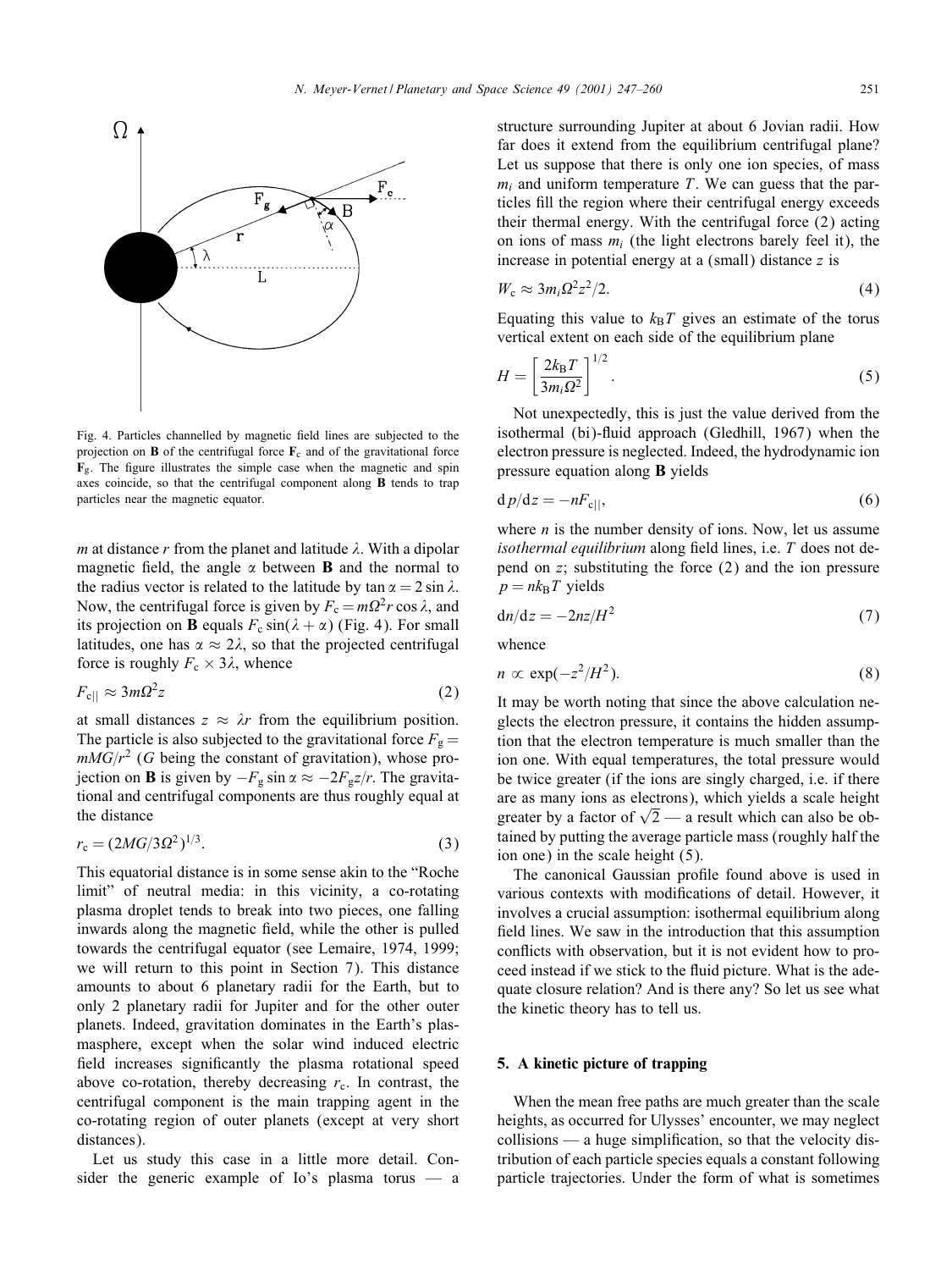Fig. 4. Particles channelled by magnetic field lines are subjected to the projection on $\mathbf{B}$ of the centrifugal force $\mathbf{F}_c$ and of the gravitational force $\mathbf{F}_g$. The figure illustrates the simple case when the magnetic and spin axes coincide, so that the centrifugal component along $\mathbf{B}$ tends to trap particles near the magnetic equator.

$m$ at distance $r$ from the planet and latitude $\lambda$. With a dipolar magnetic field, the angle $\alpha$ between $\mathbf{B}$ and the normal to the radius vector is related to the latitude by $\tan\alpha = 2\sin\lambda$. Now, the centrifugal force is given by $F_c = m\Omega^2 r\cos\lambda$, and its projection on $\mathbf{B}$ equals $F_c\sin(\lambda+\alpha)$ (Fig. 4). For small latitudes, one has $\alpha \approx 2\lambda$, so that the projected centrifugal force is roughly $F_c \times 3\lambda$, whence

$$F_{c||} \approx 3m\Omega^2 z \tag{2}$$

at small distances $z \approx \lambda r$ from the equilibrium position. The particle is also subjected to the gravitational force $F_g = mMG/r^2$ ($G$ being the constant of gravitation), whose projection on $\mathbf{B}$ is given by $-F_g\sin\alpha \approx -2F_g z/r$. The gravitational and centrifugal components are thus roughly equal at the distance

$$r_c = (2MG/3\Omega^2)^{1/3}. \tag{3}$$

This equatorial distance is in some sense akin to the "Roche limit" of neutral media: in this vicinity, a co-rotating plasma droplet tends to break into two pieces, one falling inwards along the magnetic field, while the other is pulled towards the centrifugal equator (see Lemaire, 1974, 1999; we will return to this point in Section 7). This distance amounts to about 6 planetary radii for the Earth, but to only 2 planetary radii for Jupiter and for the other outer planets. Indeed, gravitation dominates in the Earth's plasmasphere, except when the solar wind induced electric field increases significantly the plasma rotational speed above co-rotation, thereby decreasing $r_c$. In contrast, the centrifugal component is the main trapping agent in the co-rotating region of outer planets (except at very short distances).

Let us study this case in a little more detail. Consider the generic example of Io's plasma torus — a structure surrounding Jupiter at about 6 Jovian radii. How far does it extend from the equilibrium centrifugal plane? Let us suppose that there is only one ion species, of mass $m_i$ and uniform temperature $T$. We can guess that the particles fill the region where their centrifugal energy exceeds their thermal energy. With the centrifugal force (2) acting on ions of mass $m_i$ (the light electrons barely feel it), the increase in potential energy at a (small) distance $z$ is

$$W_c \approx 3m_i\Omega^2 z^2/2. \tag{4}$$

Equating this value to $k_B T$ gives an estimate of the torus vertical extent on each side of the equilibrium plane

$$H = \left[\frac{2k_B T}{3m_i\Omega^2}\right]^{1/2}. \tag{5}$$

Not unexpectedly, this is just the value derived from the isothermal (bi)-fluid approach (Gledhill, 1967) when the electron pressure is neglected. Indeed, the hydrodynamic ion pressure equation along $\mathbf{B}$ yields

$$\mathrm{d}p/\mathrm{d}z = -nF_{c||}, \tag{6}$$

where $n$ is the number density of ions. Now, let us assume *isothermal equilibrium* along field lines, i.e. $T$ does not depend on $z$; substituting the force (2) and the ion pressure $p = nk_B T$ yields

$$\mathrm{d}n/\mathrm{d}z = -2nz/H^2 \tag{7}$$

whence

$$n \propto \exp(-z^2/H^2). \tag{8}$$

It may be worth noting that since the above calculation neglects the electron pressure, it contains the hidden assumption that the electron temperature is much smaller than the ion one. With equal temperatures, the total pressure would be twice greater (if the ions are singly charged, i.e. if there are as many ions as electrons), which yields a scale height greater by a factor of $\sqrt{2}$ — a result which can also be obtained by putting the average particle mass (roughly half the ion one) in the scale height (5).

The canonical Gaussian profile found above is used in various contexts with modifications of detail. However, it involves a crucial assumption: isothermal equilibrium along field lines. We saw in the introduction that this assumption conflicts with observation, but it is not evident how to proceed instead if we stick to the fluid picture. What is the adequate closure relation? And is there any? So let us see what the kinetic theory has to tell us.

## 5. A kinetic picture of trapping

When the mean free paths are much greater than the scale heights, as occurred for Ulysses' encounter, we may neglect collisions — a huge simplification, so that the velocity distribution of each particle species equals a constant following particle trajectories. Under the form of what is sometimes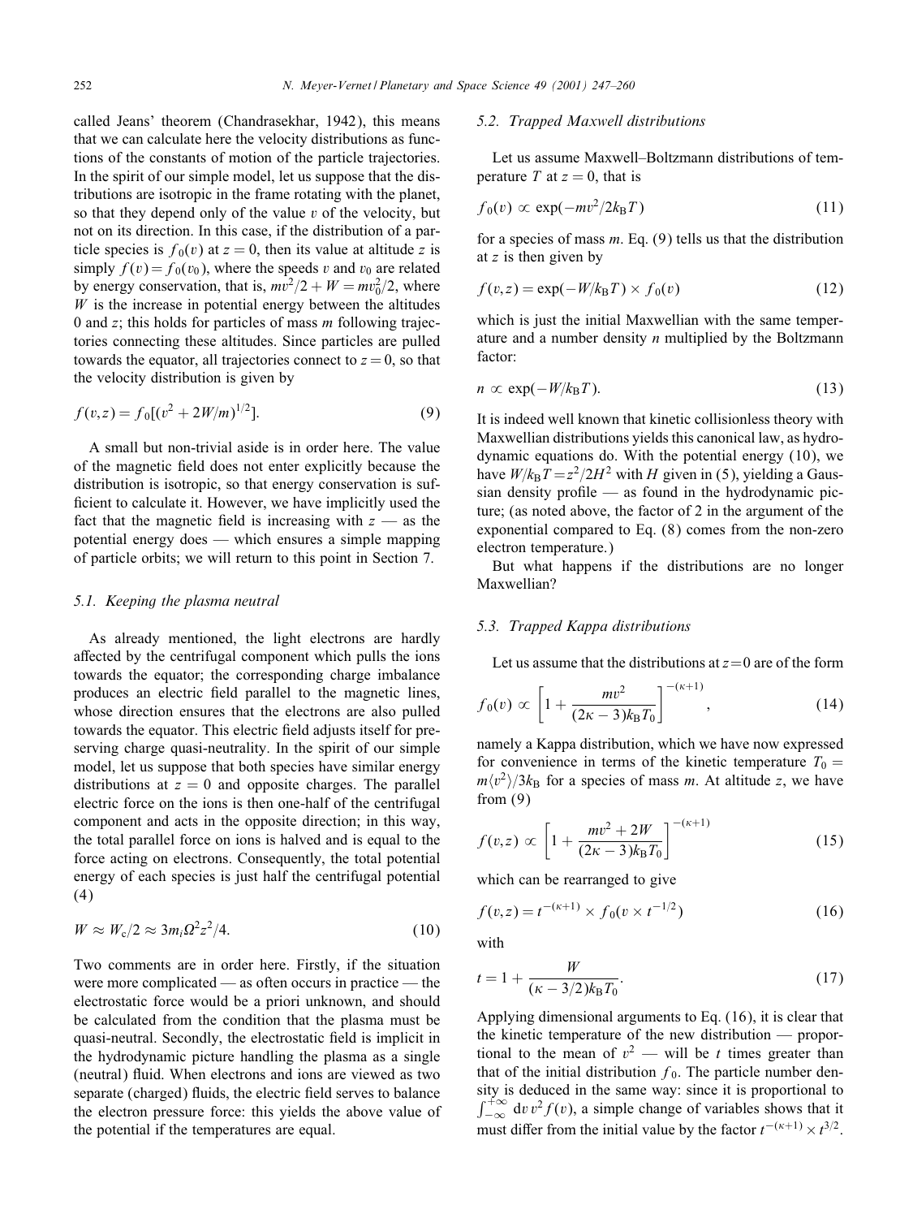called Jeans' theorem (Chandrasekhar, 1942), this means that we can calculate here the velocity distributions as functions of the constants of motion of the particle trajectories. In the spirit of our simple model, let us suppose that the distributions are isotropic in the frame rotating with the planet, so that they depend only of the value $v$ of the velocity, but not on its direction. In this case, if the distribution of a particle species is $f_0(v)$ at $z = 0$, then its value at altitude $z$ is simply $f(v) = f_0(v_0)$, where the speeds $v$ and $v_0$ are related by energy conservation, that is, $mv^2/2 + W = mv_0^2/2$, where $W$ is the increase in potential energy between the altitudes 0 and $z$; this holds for particles of mass $m$ following trajectories connecting these altitudes. Since particles are pulled towards the equator, all trajectories connect to $z = 0$, so that the velocity distribution is given by

$$f(v,z) = f_0[(v^2 + 2W/m)^{1/2}]. \tag{9}$$

A small but non-trivial aside is in order here. The value of the magnetic field does not enter explicitly because the distribution is isotropic, so that energy conservation is sufficient to calculate it. However, we have implicitly used the fact that the magnetic field is increasing with $z$ — as the potential energy does — which ensures a simple mapping of particle orbits; we will return to this point in Section 7.

### 5.1. Keeping the plasma neutral

As already mentioned, the light electrons are hardly affected by the centrifugal component which pulls the ions towards the equator; the corresponding charge imbalance produces an electric field parallel to the magnetic lines, whose direction ensures that the electrons are also pulled towards the equator. This electric field adjusts itself for preserving charge quasi-neutrality. In the spirit of our simple model, let us suppose that both species have similar energy distributions at $z = 0$ and opposite charges. The parallel electric force on the ions is then one-half of the centrifugal component and acts in the opposite direction; in this way, the total parallel force on ions is halved and is equal to the force acting on electrons. Consequently, the total potential energy of each species is just half the centrifugal potential (4)

$$W \approx W_c/2 \approx 3m_i\Omega^2 z^2/4. \tag{10}$$

Two comments are in order here. Firstly, if the situation were more complicated — as often occurs in practice — the electrostatic force would be a priori unknown, and should be calculated from the condition that the plasma must be quasi-neutral. Secondly, the electrostatic field is implicit in the hydrodynamic picture handling the plasma as a single (neutral) fluid. When electrons and ions are viewed as two separate (charged) fluids, the electric field serves to balance the electron pressure force: this yields the above value of the potential if the temperatures are equal.

### 5.2. Trapped Maxwell distributions

Let us assume Maxwell–Boltzmann distributions of temperature $T$ at $z = 0$, that is

$$f_0(v) \propto \exp(-mv^2/2k_BT) \tag{11}$$

for a species of mass $m$. Eq. (9) tells us that the distribution at $z$ is then given by

$$f(v,z) = \exp(-W/k_BT) \times f_0(v) \tag{12}$$

which is just the initial Maxwellian with the same temperature and a number density $n$ multiplied by the Boltzmann factor:

$$n \propto \exp(-W/k_BT). \tag{13}$$

It is indeed well known that kinetic collisionless theory with Maxwellian distributions yields this canonical law, as hydrodynamic equations do. With the potential energy (10), we have $W/k_BT = z^2/2H^2$ with $H$ given in (5), yielding a Gaussian density profile — as found in the hydrodynamic picture; (as noted above, the factor of 2 in the argument of the exponential compared to Eq. (8) comes from the non-zero electron temperature.)

But what happens if the distributions are no longer Maxwellian?

### 5.3. Trapped Kappa distributions

Let us assume that the distributions at $z = 0$ are of the form

$$f_0(v) \propto \left[1 + \frac{mv^2}{(2\kappa - 3)k_BT_0}\right]^{-(\kappa+1)}, \tag{14}$$

namely a Kappa distribution, which we have now expressed for convenience in terms of the kinetic temperature $T_0 = m\langle v^2\rangle/3k_B$ for a species of mass $m$. At altitude $z$, we have from (9)

$$f(v,z) \propto \left[1 + \frac{mv^2 + 2W}{(2\kappa - 3)k_BT_0}\right]^{-(\kappa+1)} \tag{15}$$

which can be rearranged to give

$$f(v,z) = t^{-(\kappa+1)} \times f_0(v \times t^{-1/2}) \tag{16}$$

with

$$t = 1 + \frac{W}{(\kappa - 3/2)k_BT_0}. \tag{17}$$

Applying dimensional arguments to Eq. (16), it is clear that the kinetic temperature of the new distribution — proportional to the mean of $v^2$ — will be $t$ times greater than that of the initial distribution $f_0$. The particle number density is deduced in the same way: since it is proportional to $\int_{-\infty}^{+\infty} \mathrm{d}v\, v^2 f(v)$, a simple change of variables shows that it must differ from the initial value by the factor $t^{-(\kappa+1)} \times t^{3/2}$.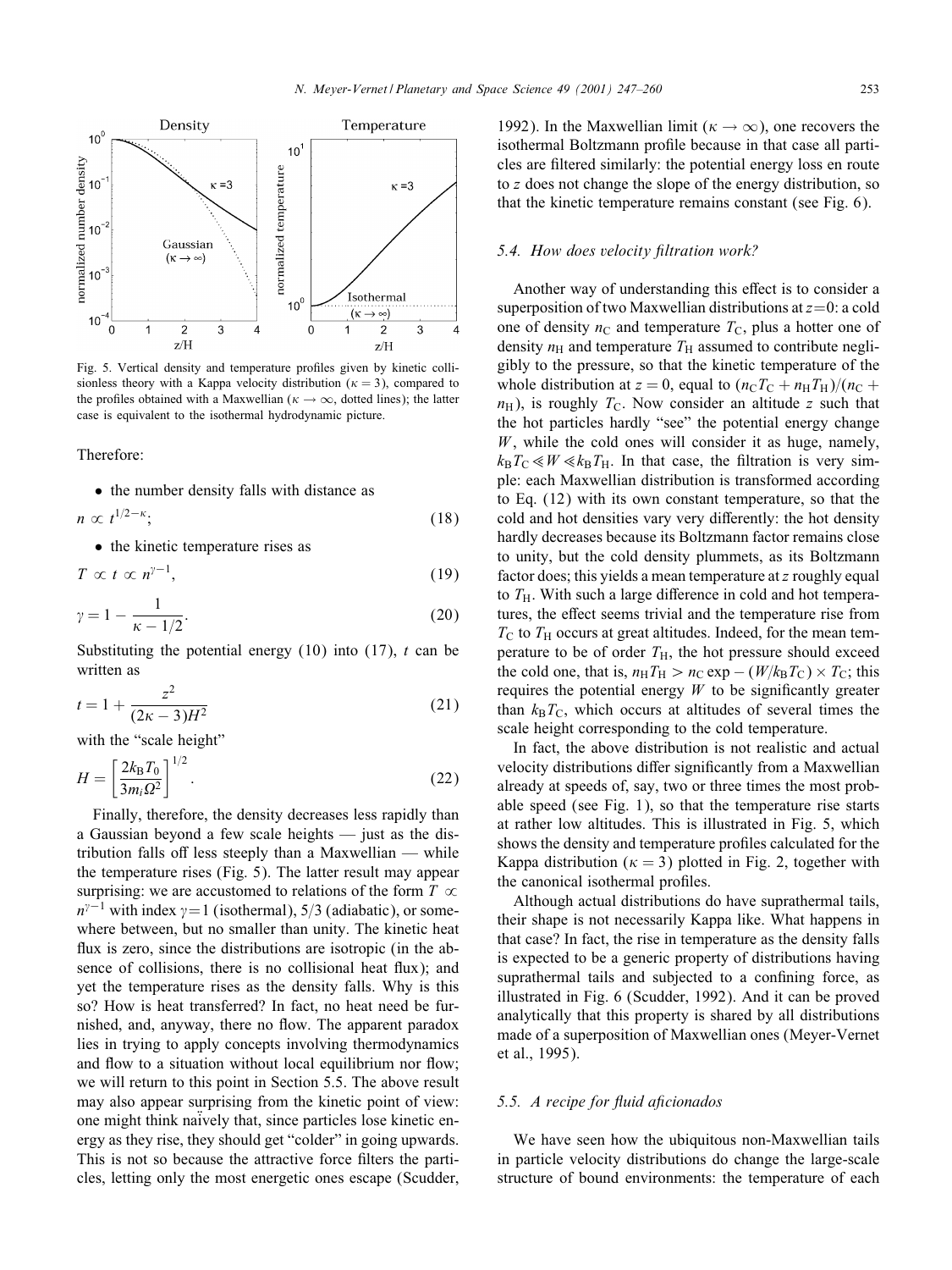Fig. 5. Vertical density and temperature profiles given by kinetic collisionless theory with a Kappa velocity distribution ($\kappa = 3$), compared to the profiles obtained with a Maxwellian ($\kappa \to \infty$, dotted lines); the latter case is equivalent to the isothermal hydrodynamic picture.

Therefore:

- the number density falls with distance as

$$n \propto t^{1/2-\kappa}; \tag{18}$$

- the kinetic temperature rises as

$$T \propto t \propto n^{\gamma-1}, \tag{19}$$

$$\gamma = 1 - \frac{1}{\kappa - 1/2}. \tag{20}$$

Substituting the potential energy (10) into (17), $t$ can be written as

$$t = 1 + \frac{z^2}{(2\kappa - 3)H^2} \tag{21}$$

with the "scale height"

$$H = \left[\frac{2k_B T_0}{3m_i \Omega^2}\right]^{1/2}. \tag{22}$$

Finally, therefore, the density decreases less rapidly than a Gaussian beyond a few scale heights — just as the distribution falls off less steeply than a Maxwellian — while the temperature rises (Fig. 5). The latter result may appear surprising: we are accustomed to relations of the form $T \propto n^{\gamma-1}$ with index $\gamma = 1$ (isothermal), 5/3 (adiabatic), or somewhere between, but no smaller than unity. The kinetic heat flux is zero, since the distributions are isotropic (in the absence of collisions, there is no collisional heat flux); and yet the temperature rises as the density falls. Why is this so? How is heat transferred? In fact, no heat need be furnished, and, anyway, there no flow. The apparent paradox lies in trying to apply concepts involving thermodynamics and flow to a situation without local equilibrium nor flow; we will return to this point in Section 5.5. The above result may also appear surprising from the kinetic point of view: one might think naïvely that, since particles lose kinetic energy as they rise, they should get "colder" in going upwards. This is not so because the attractive force filters the particles, letting only the most energetic ones escape (Scudder, 1992). In the Maxwellian limit ($\kappa \to \infty$), one recovers the isothermal Boltzmann profile because in that case all particles are filtered similarly: the potential energy loss en route to $z$ does not change the slope of the energy distribution, so that the kinetic temperature remains constant (see Fig. 6).

### 5.4. How does velocity filtration work?

Another way of understanding this effect is to consider a superposition of two Maxwellian distributions at $z = 0$: a cold one of density $n_C$ and temperature $T_C$, plus a hotter one of density $n_H$ and temperature $T_H$ assumed to contribute negligibly to the pressure, so that the kinetic temperature of the whole distribution at $z = 0$, equal to $(n_C T_C + n_H T_H)/(n_C + n_H)$, is roughly $T_C$. Now consider an altitude $z$ such that the hot particles hardly "see" the potential energy change $W$, while the cold ones will consider it as huge, namely, $k_B T_C \ll W \ll k_B T_H$. In that case, the filtration is very simple: each Maxwellian distribution is transformed according to Eq. (12) with its own constant temperature, so that the cold and hot densities vary very differently: the hot density hardly decreases because its Boltzmann factor remains close to unity, but the cold density plummets, as its Boltzmann factor does; this yields a mean temperature at $z$ roughly equal to $T_H$. With such a large difference in cold and hot temperatures, the effect seems trivial and the temperature rise from $T_C$ to $T_H$ occurs at great altitudes. Indeed, for the mean temperature to be of order $T_H$, the hot pressure should exceed the cold one, that is, $n_H T_H > n_C \exp - (W/k_B T_C) \times T_C$; this requires the potential energy $W$ to be significantly greater than $k_B T_C$, which occurs at altitudes of several times the scale height corresponding to the cold temperature.

In fact, the above distribution is not realistic and actual velocity distributions differ significantly from a Maxwellian already at speeds of, say, two or three times the most probable speed (see Fig. 1), so that the temperature rise starts at rather low altitudes. This is illustrated in Fig. 5, which shows the density and temperature profiles calculated for the Kappa distribution ($\kappa = 3$) plotted in Fig. 2, together with the canonical isothermal profiles.

Although actual distributions do have suprathermal tails, their shape is not necessarily Kappa like. What happens in that case? In fact, the rise in temperature as the density falls is expected to be a generic property of distributions having suprathermal tails and subjected to a confining force, as illustrated in Fig. 6 (Scudder, 1992). And it can be proved analytically that this property is shared by all distributions made of a superposition of Maxwellian ones (Meyer-Vernet et al., 1995).

### 5.5. A recipe for fluid aficionados

We have seen how the ubiquitous non-Maxwellian tails in particle velocity distributions do change the large-scale structure of bound environments: the temperature of each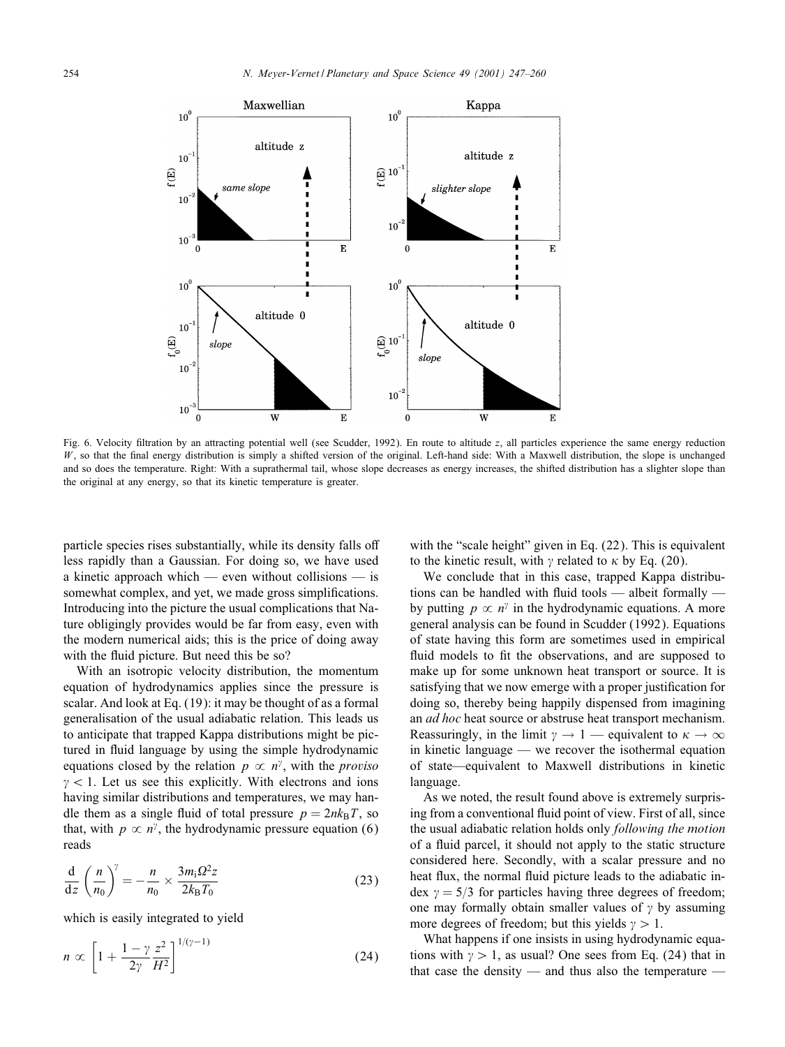Fig. 6. Velocity filtration by an attracting potential well (see Scudder, 1992). En route to altitude $z$, all particles experience the same energy reduction $W$, so that the final energy distribution is simply a shifted version of the original. Left-hand side: With a Maxwell distribution, the slope is unchanged and so does the temperature. Right: With a suprathermal tail, whose slope decreases as energy increases, the shifted distribution has a slighter slope than the original at any energy, so that its kinetic temperature is greater.

particle species rises substantially, while its density falls off less rapidly than a Gaussian. For doing so, we have used a kinetic approach which — even without collisions — is somewhat complex, and yet, we made gross simplifications. Introducing into the picture the usual complications that Nature obligingly provides would be far from easy, even with the modern numerical aids; this is the price of doing away with the fluid picture. But need this be so?

With an isotropic velocity distribution, the momentum equation of hydrodynamics applies since the pressure is scalar. And look at Eq. (19): it may be thought of as a formal generalisation of the usual adiabatic relation. This leads us to anticipate that trapped Kappa distributions might be pictured in fluid language by using the simple hydrodynamic equations closed by the relation $p \propto n^{\gamma}$, with the *proviso* $\gamma < 1$. Let us see this explicitly. With electrons and ions having similar distributions and temperatures, we may handle them as a single fluid of total pressure $p = 2nk_BT$, so that, with $p \propto n^{\gamma}$, the hydrodynamic pressure equation (6) reads

$$\frac{d}{dz}\left(\frac{n}{n_0}\right)^{\gamma} = -\frac{n}{n_0} \times \frac{3m_i\Omega^2 z}{2k_BT_0} \tag{23}$$

which is easily integrated to yield

$$n \propto \left[1 + \frac{1-\gamma}{2\gamma}\frac{z^2}{H^2}\right]^{1/(\gamma-1)} \tag{24}$$

with the "scale height" given in Eq. (22). This is equivalent to the kinetic result, with $\gamma$ related to $\kappa$ by Eq. (20).

We conclude that in this case, trapped Kappa distributions can be handled with fluid tools — albeit formally — by putting $p \propto n^{\gamma}$ in the hydrodynamic equations. A more general analysis can be found in Scudder (1992). Equations of state having this form are sometimes used in empirical fluid models to fit the observations, and are supposed to make up for some unknown heat transport or source. It is satisfying that we now emerge with a proper justification for doing so, thereby being happily dispensed from imagining an *ad hoc* heat source or abstruse heat transport mechanism. Reassuringly, in the limit $\gamma \to 1$ — equivalent to $\kappa \to \infty$ in kinetic language — we recover the isothermal equation of state—equivalent to Maxwell distributions in kinetic language.

As we noted, the result found above is extremely surprising from a conventional fluid point of view. First of all, since the usual adiabatic relation holds only *following the motion* of a fluid parcel, it should not apply to the static structure considered here. Secondly, with a scalar pressure and no heat flux, the normal fluid picture leads to the adiabatic index $\gamma = 5/3$ for particles having three degrees of freedom; one may formally obtain smaller values of $\gamma$ by assuming more degrees of freedom; but this yields $\gamma > 1$.

What happens if one insists in using hydrodynamic equations with $\gamma > 1$, as usual? One sees from Eq. (24) that in that case the density — and thus also the temperature —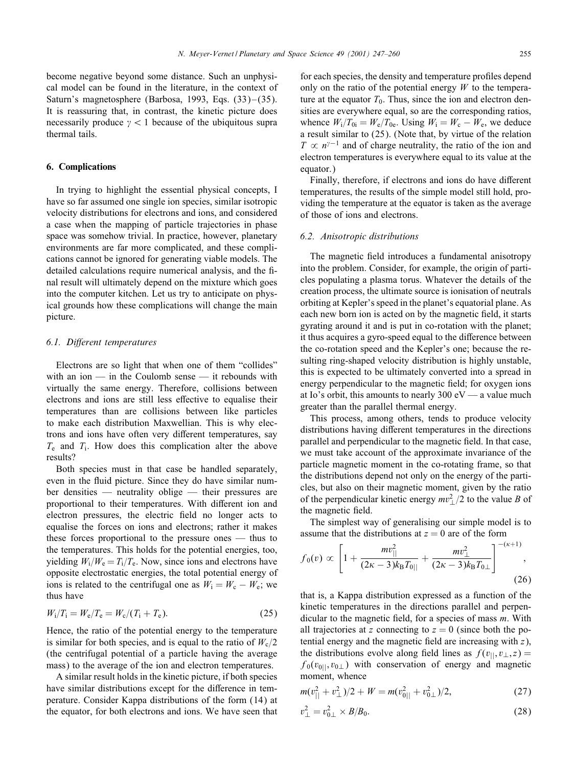become negative beyond some distance. Such an unphysical model can be found in the literature, in the context of Saturn's magnetosphere (Barbosa, 1993, Eqs. (33)–(35). It is reassuring that, in contrast, the kinetic picture does necessarily produce $\gamma < 1$ because of the ubiquitous supra thermal tails.

## 6. Complications

In trying to highlight the essential physical concepts, I have so far assumed one single ion species, similar isotropic velocity distributions for electrons and ions, and considered a case when the mapping of particle trajectories in phase space was somehow trivial. In practice, however, planetary environments are far more complicated, and these complications cannot be ignored for generating viable models. The detailed calculations require numerical analysis, and the final result will ultimately depend on the mixture which goes into the computer kitchen. Let us try to anticipate on physical grounds how these complications will change the main picture.

### 6.1. Different temperatures

Electrons are so light that when one of them "collides" with an ion — in the Coulomb sense — it rebounds with virtually the same energy. Therefore, collisions between electrons and ions are still less effective to equalise their temperatures than are collisions between like particles to make each distribution Maxwellian. This is why electrons and ions have often very different temperatures, say $T_e$ and $T_i$. How does this complication alter the above results?

Both species must in that case be handled separately, even in the fluid picture. Since they do have similar number densities — neutrality oblige — their pressures are proportional to their temperatures. With different ion and electron pressures, the electric field no longer acts to equalise the forces on ions and electrons; rather it makes these forces proportional to the pressure ones — thus to the temperatures. This holds for the potential energies, too, yielding $W_i/W_e = T_i/T_e$. Now, since ions and electrons have opposite electrostatic energies, the total potential energy of ions is related to the centrifugal one as $W_i = W_c - W_e$; we thus have

$$W_i/T_i = W_e/T_e = W_c/(T_i + T_e). \tag{25}$$

Hence, the ratio of the potential energy to the temperature is similar for both species, and is equal to the ratio of $W_c/2$ (the centrifugal potential of a particle having the average mass) to the average of the ion and electron temperatures.

A similar result holds in the kinetic picture, if both species have similar distributions except for the difference in temperature. Consider Kappa distributions of the form (14) at the equator, for both electrons and ions. We have seen that for each species, the density and temperature profiles depend only on the ratio of the potential energy $W$ to the temperature at the equator $T_0$. Thus, since the ion and electron densities are everywhere equal, so are the corresponding ratios, whence $W_i/T_{0i} = W_e/T_{0e}$. Using $W_i = W_c - W_e$, we deduce a result similar to (25). (Note that, by virtue of the relation $T \propto n^{\gamma-1}$ and of charge neutrality, the ratio of the ion and electron temperatures is everywhere equal to its value at the equator.)

Finally, therefore, if electrons and ions do have different temperatures, the results of the simple model still hold, providing the temperature at the equator is taken as the average of those of ions and electrons.

### 6.2. Anisotropic distributions

The magnetic field introduces a fundamental anisotropy into the problem. Consider, for example, the origin of particles populating a plasma torus. Whatever the details of the creation process, the ultimate source is ionisation of neutrals orbiting at Kepler's speed in the planet's equatorial plane. As each new born ion is acted on by the magnetic field, it starts gyrating around it and is put in co-rotation with the planet; it thus acquires a gyro-speed equal to the difference between the co-rotation speed and the Kepler's one; because the resulting ring-shaped velocity distribution is highly unstable, this is expected to be ultimately converted into a spread in energy perpendicular to the magnetic field; for oxygen ions at Io's orbit, this amounts to nearly 300 eV — a value much greater than the parallel thermal energy.

This process, among others, tends to produce velocity distributions having different temperatures in the directions parallel and perpendicular to the magnetic field. In that case, we must take account of the approximate invariance of the particle magnetic moment in the co-rotating frame, so that the distributions depend not only on the energy of the particles, but also on their magnetic moment, given by the ratio of the perpendicular kinetic energy $mv_\perp^2/2$ to the value $B$ of the magnetic field.

The simplest way of generalising our simple model is to assume that the distributions at $z = 0$ are of the form

$$f_0(v) \propto \left[1 + \frac{mv_{||}^2}{(2\kappa - 3)k_B T_{0||}} + \frac{mv_\perp^2}{(2\kappa - 3)k_B T_{0\perp}}\right]^{-(\kappa+1)}, \tag{26}$$

that is, a Kappa distribution expressed as a function of the kinetic temperatures in the directions parallel and perpendicular to the magnetic field, for a species of mass $m$. With all trajectories at $z$ connecting to $z = 0$ (since both the potential energy and the magnetic field are increasing with $z$), the distributions evolve along field lines as $f(v_{||}, v_\perp, z) = f_0(v_{0||}, v_{0\perp})$ with conservation of energy and magnetic moment, whence

$$m(v_{||}^2 + v_\perp^2)/2 + W = m(v_{0||}^2 + v_{0\perp}^2)/2, \tag{27}$$

$$v_\perp^2 = v_{0\perp}^2 \times B/B_0. \tag{28}$$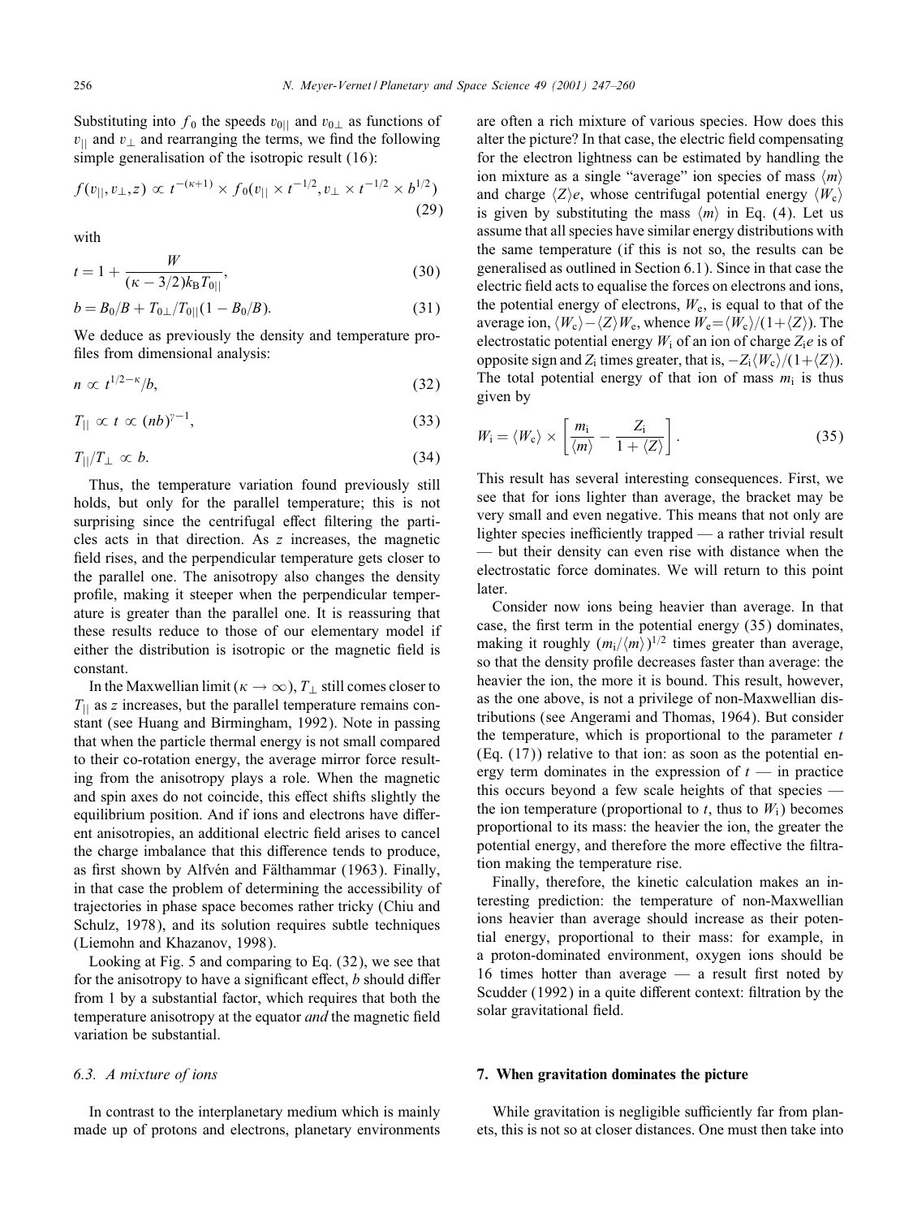Substituting into $f_0$ the speeds $v_{0||}$ and $v_{0\perp}$ as functions of $v_{||}$ and $v_\perp$ and rearranging the terms, we find the following simple generalisation of the isotropic result (16):

$$f(v_{||}, v_\perp, z) \propto t^{-(\kappa+1)} \times f_0(v_{||} \times t^{-1/2}, v_\perp \times t^{-1/2} \times b^{1/2}) \tag{29}$$

with

$$t = 1 + \frac{W}{(\kappa - 3/2)k_B T_{0||}}, \tag{30}$$

$$b = B_0/B + T_{0\perp}/T_{0||}(1 - B_0/B). \tag{31}$$

We deduce as previously the density and temperature profiles from dimensional analysis:

$$n \propto t^{1/2-\kappa}/b, \tag{32}$$

$$T_{||} \propto t \propto (nb)^{\gamma-1}, \tag{33}$$

$$T_{||}/T_\perp \propto b. \tag{34}$$

Thus, the temperature variation found previously still holds, but only for the parallel temperature; this is not surprising since the centrifugal effect filtering the particles acts in that direction. As $z$ increases, the magnetic field rises, and the perpendicular temperature gets closer to the parallel one. The anisotropy also changes the density profile, making it steeper when the perpendicular temperature is greater than the parallel one. It is reassuring that these results reduce to those of our elementary model if either the distribution is isotropic or the magnetic field is constant.

In the Maxwellian limit ($\kappa \to \infty$), $T_\perp$ still comes closer to $T_{||}$ as $z$ increases, but the parallel temperature remains constant (see Huang and Birmingham, 1992). Note in passing that when the particle thermal energy is not small compared to their co-rotation energy, the average mirror force resulting from the anisotropy plays a role. When the magnetic and spin axes do not coincide, this effect shifts slightly the equilibrium position. And if ions and electrons have different anisotropies, an additional electric field arises to cancel the charge imbalance that this difference tends to produce, as first shown by Alfvén and Fälthammar (1963). Finally, in that case the problem of determining the accessibility of trajectories in phase space becomes rather tricky (Chiu and Schulz, 1978), and its solution requires subtle techniques (Liemohn and Khazanov, 1998).

Looking at Fig. 5 and comparing to Eq. (32), we see that for the anisotropy to have a significant effect, $b$ should differ from 1 by a substantial factor, which requires that both the temperature anisotropy at the equator *and* the magnetic field variation be substantial.

### 6.3. A mixture of ions

In contrast to the interplanetary medium which is mainly made up of protons and electrons, planetary environments are often a rich mixture of various species. How does this alter the picture? In that case, the electric field compensating for the electron lightness can be estimated by handling the ion mixture as a single "average" ion species of mass $\langle m \rangle$ and charge $\langle Z \rangle e$, whose centrifugal potential energy $\langle W_c \rangle$ is given by substituting the mass $\langle m \rangle$ in Eq. (4). Let us assume that all species have similar energy distributions with the same temperature (if this is not so, the results can be generalised as outlined in Section 6.1). Since in that case the electric field acts to equalise the forces on electrons and ions, the potential energy of electrons, $W_e$, is equal to that of the average ion, $\langle W_c \rangle - \langle Z \rangle W_e$, whence $W_e = \langle W_c \rangle / (1 + \langle Z \rangle)$. The electrostatic potential energy $W_i$ of an ion of charge $Z_i e$ is of opposite sign and $Z_i$ times greater, that is, $-Z_i \langle W_c \rangle / (1 + \langle Z \rangle)$. The total potential energy of that ion of mass $m_i$ is thus given by

$$W_i = \langle W_c \rangle \times \left[ \frac{m_i}{\langle m \rangle} - \frac{Z_i}{1 + \langle Z \rangle} \right]. \tag{35}$$

This result has several interesting consequences. First, we see that for ions lighter than average, the bracket may be very small and even negative. This means that not only are lighter species inefficiently trapped — a rather trivial result — but their density can even rise with distance when the electrostatic force dominates. We will return to this point later.

Consider now ions being heavier than average. In that case, the first term in the potential energy (35) dominates, making it roughly $(m_i/\langle m \rangle)^{1/2}$ times greater than average, so that the density profile decreases faster than average: the heavier the ion, the more it is bound. This result, however, as the one above, is not a privilege of non-Maxwellian distributions (see Angerami and Thomas, 1964). But consider the temperature, which is proportional to the parameter $t$ (Eq. (17)) relative to that ion: as soon as the potential energy term dominates in the expression of $t$ — in practice this occurs beyond a few scale heights of that species — the ion temperature (proportional to $t$, thus to $W_i$) becomes proportional to its mass: the heavier the ion, the greater the potential energy, and therefore the more effective the filtration making the temperature rise.

Finally, therefore, the kinetic calculation makes an interesting prediction: the temperature of non-Maxwellian ions heavier than average should increase as their potential energy, proportional to their mass: for example, in a proton-dominated environment, oxygen ions should be 16 times hotter than average — a result first noted by Scudder (1992) in a quite different context: filtration by the solar gravitational field.

## 7. When gravitation dominates the picture

While gravitation is negligible sufficiently far from planets, this is not so at closer distances. One must then take into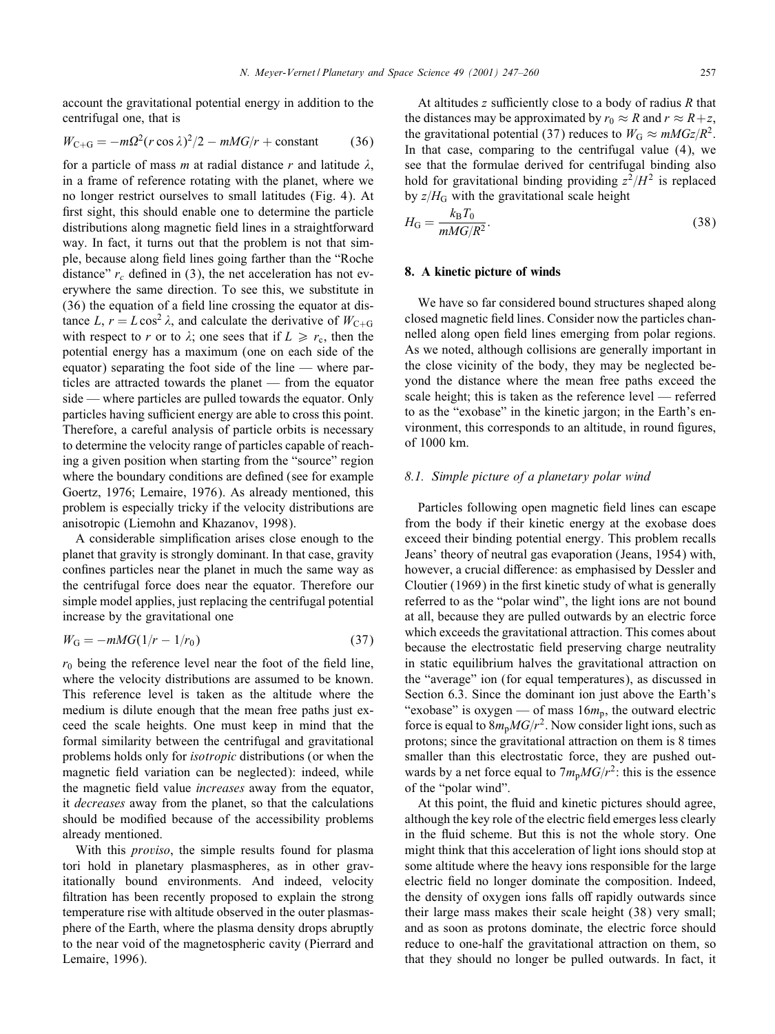account the gravitational potential energy in addition to the centrifugal one, that is

$$W_{C+G} = -m\Omega^2(r\cos\lambda)^2/2 - mMG/r + \text{constant} \tag{36}$$

for a particle of mass $m$ at radial distance $r$ and latitude $\lambda$, in a frame of reference rotating with the planet, where we no longer restrict ourselves to small latitudes (Fig. 4). At first sight, this should enable one to determine the particle distributions along magnetic field lines in a straightforward way. In fact, it turns out that the problem is not that simple, because along field lines going farther than the "Roche distance" $r_c$ defined in (3), the net acceleration has not everywhere the same direction. To see this, we substitute in (36) the equation of a field line crossing the equator at distance $L$, $r = L\cos^2\lambda$, and calculate the derivative of $W_{C+G}$ with respect to $r$ or to $\lambda$; one sees that if $L \geqslant r_c$, then the potential energy has a maximum (one on each side of the equator) separating the foot side of the line — where particles are attracted towards the planet — from the equator side — where particles are pulled towards the equator. Only particles having sufficient energy are able to cross this point. Therefore, a careful analysis of particle orbits is necessary to determine the velocity range of particles capable of reaching a given position when starting from the "source" region where the boundary conditions are defined (see for example Goertz, 1976; Lemaire, 1976). As already mentioned, this problem is especially tricky if the velocity distributions are anisotropic (Liemohn and Khazanov, 1998).

A considerable simplification arises close enough to the planet that gravity is strongly dominant. In that case, gravity confines particles near the planet in much the same way as the centrifugal force does near the equator. Therefore our simple model applies, just replacing the centrifugal potential increase by the gravitational one

$$W_G = -mMG(1/r - 1/r_0) \tag{37}$$

$r_0$ being the reference level near the foot of the field line, where the velocity distributions are assumed to be known. This reference level is taken as the altitude where the medium is dilute enough that the mean free paths just exceed the scale heights. One must keep in mind that the formal similarity between the centrifugal and gravitational problems holds only for *isotropic* distributions (or when the magnetic field variation can be neglected): indeed, while the magnetic field value *increases* away from the equator, it *decreases* away from the planet, so that the calculations should be modified because of the accessibility problems already mentioned.

With this *proviso*, the simple results found for plasma tori hold in planetary plasmaspheres, as in other gravitationally bound environments. And indeed, velocity filtration has been recently proposed to explain the strong temperature rise with altitude observed in the outer plasmasphere of the Earth, where the plasma density drops abruptly to the near void of the magnetospheric cavity (Pierrard and Lemaire, 1996).

At altitudes $z$ sufficiently close to a body of radius $R$ that the distances may be approximated by $r_0 \approx R$ and $r \approx R+z$, the gravitational potential (37) reduces to $W_G \approx mMGz/R^2$. In that case, comparing to the centrifugal value (4), we see that the formulae derived for centrifugal binding also hold for gravitational binding providing $z^2/H^2$ is replaced by $z/H_G$ with the gravitational scale height

$$H_G = \frac{k_B T_0}{mMG/R^2}. \tag{38}$$

## 8. A kinetic picture of winds

We have so far considered bound structures shaped along closed magnetic field lines. Consider now the particles channelled along open field lines emerging from polar regions. As we noted, although collisions are generally important in the close vicinity of the body, they may be neglected beyond the distance where the mean free paths exceed the scale height; this is taken as the reference level — referred to as the "exobase" in the kinetic jargon; in the Earth's environment, this corresponds to an altitude, in round figures, of 1000 km.

### 8.1. Simple picture of a planetary polar wind

Particles following open magnetic field lines can escape from the body if their kinetic energy at the exobase does exceed their binding potential energy. This problem recalls Jeans' theory of neutral gas evaporation (Jeans, 1954) with, however, a crucial difference: as emphasised by Dessler and Cloutier (1969) in the first kinetic study of what is generally referred to as the "polar wind", the light ions are not bound at all, because they are pulled outwards by an electric force which exceeds the gravitational attraction. This comes about because the electrostatic field preserving charge neutrality in static equilibrium halves the gravitational attraction on the "average" ion (for equal temperatures), as discussed in Section 6.3. Since the dominant ion just above the Earth's "exobase" is oxygen — of mass $16m_p$, the outward electric force is equal to $8m_pMG/r^2$. Now consider light ions, such as protons; since the gravitational attraction on them is 8 times smaller than this electrostatic force, they are pushed outwards by a net force equal to $7m_pMG/r^2$: this is the essence of the "polar wind".

At this point, the fluid and kinetic pictures should agree, although the key role of the electric field emerges less clearly in the fluid scheme. But this is not the whole story. One might think that this acceleration of light ions should stop at some altitude where the heavy ions responsible for the large electric field no longer dominate the composition. Indeed, the density of oxygen ions falls off rapidly outwards since their large mass makes their scale height (38) very small; and as soon as protons dominate, the electric force should reduce to one-half the gravitational attraction on them, so that they should no longer be pulled outwards. In fact, it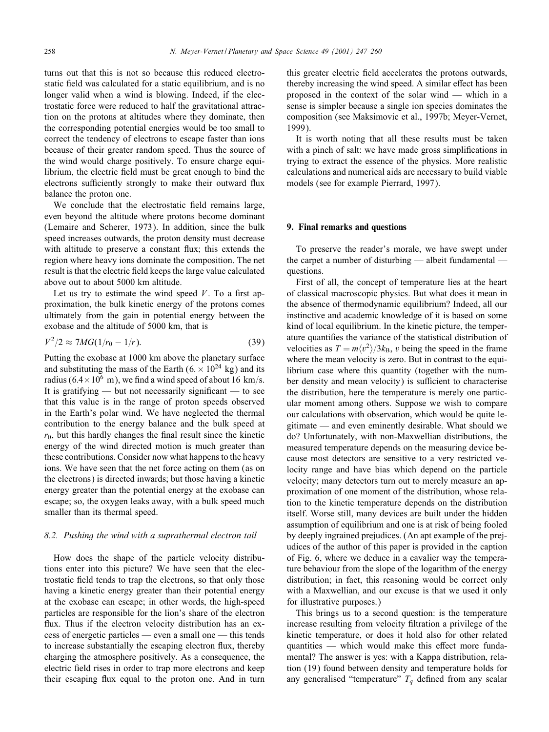turns out that this is not so because this reduced electrostatic field was calculated for a static equilibrium, and is no longer valid when a wind is blowing. Indeed, if the electrostatic force were reduced to half the gravitational attraction on the protons at altitudes where they dominate, then the corresponding potential energies would be too small to correct the tendency of electrons to escape faster than ions because of their greater random speed. Thus the source of the wind would charge positively. To ensure charge equilibrium, the electric field must be great enough to bind the electrons sufficiently strongly to make their outward flux balance the proton one.

We conclude that the electrostatic field remains large, even beyond the altitude where protons become dominant (Lemaire and Scherer, 1973). In addition, since the bulk speed increases outwards, the proton density must decrease with altitude to preserve a constant flux; this extends the region where heavy ions dominate the composition. The net result is that the electric field keeps the large value calculated above out to about 5000 km altitude.

Let us try to estimate the wind speed $V$. To a first approximation, the bulk kinetic energy of the protons comes ultimately from the gain in potential energy between the exobase and the altitude of 5000 km, that is

$$V^2/2 \approx 7MG(1/r_0 - 1/r). \tag{39}$$

Putting the exobase at 1000 km above the planetary surface and substituting the mass of the Earth ($6. \times 10^{24}$ kg) and its radius ($6.4 \times 10^6$ m), we find a wind speed of about 16 km/s. It is gratifying — but not necessarily significant — to see that this value is in the range of proton speeds observed in the Earth's polar wind. We have neglected the thermal contribution to the energy balance and the bulk speed at $r_0$, but this hardly changes the final result since the kinetic energy of the wind directed motion is much greater than these contributions. Consider now what happens to the heavy ions. We have seen that the net force acting on them (as on the electrons) is directed inwards; but those having a kinetic energy greater than the potential energy at the exobase can escape; so, the oxygen leaks away, with a bulk speed much smaller than its thermal speed.

### 8.2. Pushing the wind with a suprathermal electron tail

How does the shape of the particle velocity distributions enter into this picture? We have seen that the electrostatic field tends to trap the electrons, so that only those having a kinetic energy greater than their potential energy at the exobase can escape; in other words, the high-speed particles are responsible for the lion's share of the electron flux. Thus if the electron velocity distribution has an excess of energetic particles — even a small one — this tends to increase substantially the escaping electron flux, thereby charging the atmosphere positively. As a consequence, the electric field rises in order to trap more electrons and keep their escaping flux equal to the proton one. And in turn this greater electric field accelerates the protons outwards, thereby increasing the wind speed. A similar effect has been proposed in the context of the solar wind — which in a sense is simpler because a single ion species dominates the composition (see Maksimovic et al., 1997b; Meyer-Vernet, 1999).

It is worth noting that all these results must be taken with a pinch of salt: we have made gross simplifications in trying to extract the essence of the physics. More realistic calculations and numerical aids are necessary to build viable models (see for example Pierrard, 1997).

## 9. Final remarks and questions

To preserve the reader's morale, we have swept under the carpet a number of disturbing — albeit fundamental — questions.

First of all, the concept of temperature lies at the heart of classical macroscopic physics. But what does it mean in the absence of thermodynamic equilibrium? Indeed, all our instinctive and academic knowledge of it is based on some kind of local equilibrium. In the kinetic picture, the temperature quantifies the variance of the statistical distribution of velocities as $T = m\langle v^2 \rangle / 3k_B$, $v$ being the speed in the frame where the mean velocity is zero. But in contrast to the equilibrium case where this quantity (together with the number density and mean velocity) is sufficient to characterise the distribution, here the temperature is merely one particular moment among others. Suppose we wish to compare our calculations with observation, which would be quite legitimate — and even eminently desirable. What should we do? Unfortunately, with non-Maxwellian distributions, the measured temperature depends on the measuring device because most detectors are sensitive to a very restricted velocity range and have bias which depend on the particle velocity; many detectors turn out to merely measure an approximation of one moment of the distribution, whose relation to the kinetic temperature depends on the distribution itself. Worse still, many devices are built under the hidden assumption of equilibrium and one is at risk of being fooled by deeply ingrained prejudices. (An apt example of the prejudices of the author of this paper is provided in the caption of Fig. 6, where we deduce in a cavalier way the temperature behaviour from the slope of the logarithm of the energy distribution; in fact, this reasoning would be correct only with a Maxwellian, and our excuse is that we used it only for illustrative purposes.)

This brings us to a second question: is the temperature increase resulting from velocity filtration a privilege of the kinetic temperature, or does it hold also for other related quantities — which would make this effect more fundamental? The answer is yes: with a Kappa distribution, relation (19) found between density and temperature holds for any generalised "temperature" $T_q$ defined from any scalar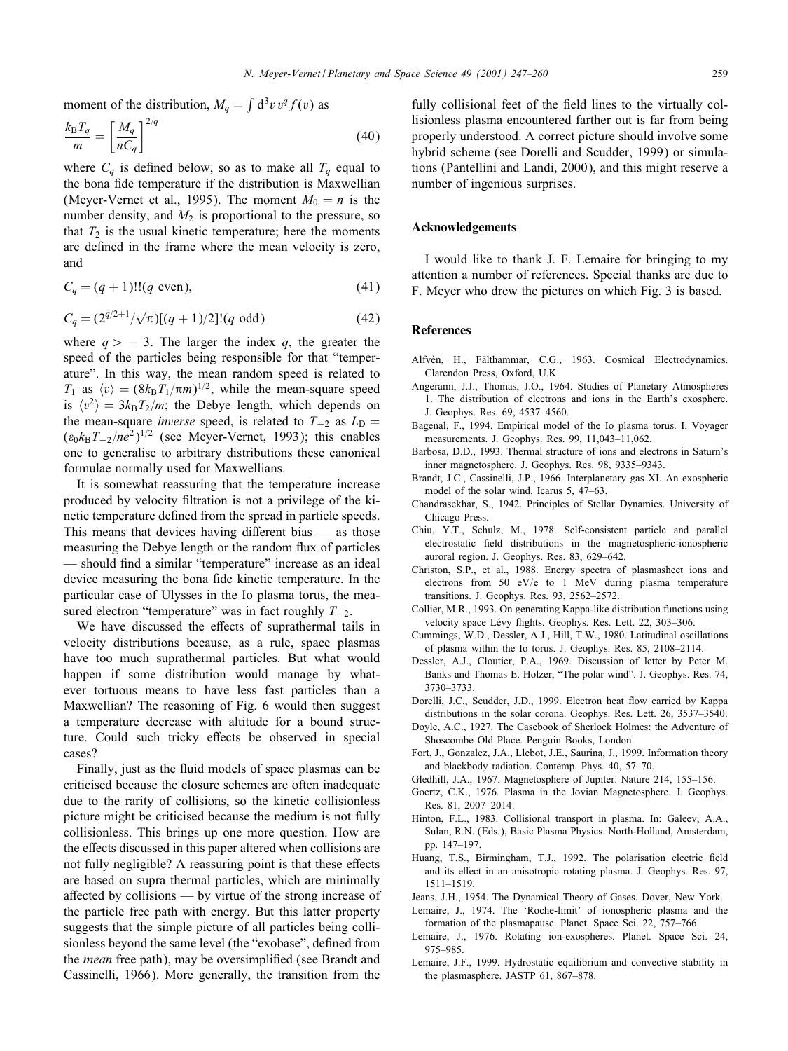moment of the distribution, $M_q = \int d^3v\, v^q f(v)$ as

$$\frac{k_B T_q}{m} = \left[\frac{M_q}{nC_q}\right]^{2/q} \tag{40}$$

where $C_q$ is defined below, so as to make all $T_q$ equal to the bona fide temperature if the distribution is Maxwellian (Meyer-Vernet et al., 1995). The moment $M_0 = n$ is the number density, and $M_2$ is proportional to the pressure, so that $T_2$ is the usual kinetic temperature; here the moments are defined in the frame where the mean velocity is zero, and

$$C_q = (q+1)!!(q \text{ even}), \tag{41}$$

$$C_q = (2^{q/2+1}/\sqrt{\pi})[(q+1)/2]!(q \text{ odd}) \tag{42}$$

where $q > -3$. The larger the index $q$, the greater the speed of the particles being responsible for that "temperature". In this way, the mean random speed is related to $T_1$ as $\langle v \rangle = (8k_B T_1/\pi m)^{1/2}$, while the mean-square speed is $\langle v^2 \rangle = 3k_B T_2/m$; the Debye length, which depends on the mean-square *inverse* speed, is related to $T_{-2}$ as $L_D = (\varepsilon_0 k_B T_{-2}/ne^2)^{1/2}$ (see Meyer-Vernet, 1993); this enables one to generalise to arbitrary distributions these canonical formulae normally used for Maxwellians.

It is somewhat reassuring that the temperature increase produced by velocity filtration is not a privilege of the kinetic temperature defined from the spread in particle speeds. This means that devices having different bias — as those measuring the Debye length or the random flux of particles — should find a similar "temperature" increase as an ideal device measuring the bona fide kinetic temperature. In the particular case of Ulysses in the Io plasma torus, the measured electron "temperature" was in fact roughly $T_{-2}$.

We have discussed the effects of suprathermal tails in velocity distributions because, as a rule, space plasmas have too much suprathermal particles. But what would happen if some distribution would manage by whatever tortuous means to have less fast particles than a Maxwellian? The reasoning of Fig. 6 would then suggest a temperature decrease with altitude for a bound structure. Could such tricky effects be observed in special cases?

Finally, just as the fluid models of space plasmas can be criticised because the closure schemes are often inadequate due to the rarity of collisions, so the kinetic collisionless picture might be criticised because the medium is not fully collisionless. This brings up one more question. How are the effects discussed in this paper altered when collisions are not fully negligible? A reassuring point is that these effects are based on supra thermal particles, which are minimally affected by collisions — by virtue of the strong increase of the particle free path with energy. But this latter property suggests that the simple picture of all particles being collisionless beyond the same level (the "exobase", defined from the *mean* free path), may be oversimplified (see Brandt and Cassinelli, 1966). More generally, the transition from the fully collisional feet of the field lines to the virtually collisionless plasma encountered farther out is far from being properly understood. A correct picture should involve some hybrid scheme (see Dorelli and Scudder, 1999) or simulations (Pantellini and Landi, 2000), and this might reserve a number of ingenious surprises.

## Acknowledgements

I would like to thank J. F. Lemaire for bringing to my attention a number of references. Special thanks are due to F. Meyer who drew the pictures on which Fig. 3 is based.

## References

Alfvén, H., Fälthammar, C.G., 1963. Cosmical Electrodynamics. Clarendon Press, Oxford, U.K.

Angerami, J.J., Thomas, J.O., 1964. Studies of Planetary Atmospheres 1. The distribution of electrons and ions in the Earth's exosphere. J. Geophys. Res. 69, 4537–4560.

Bagenal, F., 1994. Empirical model of the Io plasma torus. I. Voyager measurements. J. Geophys. Res. 99, 11,043–11,062.

Barbosa, D.D., 1993. Thermal structure of ions and electrons in Saturn's inner magnetosphere. J. Geophys. Res. 98, 9335–9343.

Brandt, J.C., Cassinelli, J.P., 1966. Interplanetary gas XI. An exospheric model of the solar wind. Icarus 5, 47–63.

Chandrasekhar, S., 1942. Principles of Stellar Dynamics. University of Chicago Press.

Chiu, Y.T., Schulz, M., 1978. Self-consistent particle and parallel electrostatic field distributions in the magnetospheric-ionospheric auroral region. J. Geophys. Res. 83, 629–642.

Christon, S.P., et al., 1988. Energy spectra of plasmasheet ions and electrons from 50 eV/e to 1 MeV during plasma temperature transitions. J. Geophys. Res. 93, 2562–2572.

Collier, M.R., 1993. On generating Kappa-like distribution functions using velocity space Lévy flights. Geophys. Res. Lett. 22, 303–306.

Cummings, W.D., Dessler, A.J., Hill, T.W., 1980. Latitudinal oscillations of plasma within the Io torus. J. Geophys. Res. 85, 2108–2114.

Dessler, A.J., Cloutier, P.A., 1969. Discussion of letter by Peter M. Banks and Thomas E. Holzer, "The polar wind". J. Geophys. Res. 74, 3730–3733.

Dorelli, J.C., Scudder, J.D., 1999. Electron heat flow carried by Kappa distributions in the solar corona. Geophys. Res. Lett. 26, 3537–3540.

Doyle, A.C., 1927. The Casebook of Sherlock Holmes: the Adventure of Shoscombe Old Place. Penguin Books, London.

Fort, J., Gonzalez, J.A., Llebot, J.E., Saurina, J., 1999. Information theory and blackbody radiation. Contemp. Phys. 40, 57–70.

Gledhill, J.A., 1967. Magnetosphere of Jupiter. Nature 214, 155–156.

Goertz, C.K., 1976. Plasma in the Jovian Magnetosphere. J. Geophys. Res. 81, 2007–2014.

Hinton, F.L., 1983. Collisional transport in plasma. In: Galeev, A.A., Sulan, R.N. (Eds.), Basic Plasma Physics. North-Holland, Amsterdam, pp. 147–197.

Huang, T.S., Birmingham, T.J., 1992. The polarisation electric field and its effect in an anisotropic rotating plasma. J. Geophys. Res. 97, 1511–1519.

Jeans, J.H., 1954. The Dynamical Theory of Gases. Dover, New York.

Lemaire, J., 1974. The 'Roche-limit' of ionospheric plasma and the formation of the plasmapause. Planet. Space Sci. 22, 757–766.

Lemaire, J., 1976. Rotating ion-exospheres. Planet. Space Sci. 24, 975–985.

Lemaire, J.F., 1999. Hydrostatic equilibrium and convective stability in the plasmasphere. JASTP 61, 867–878.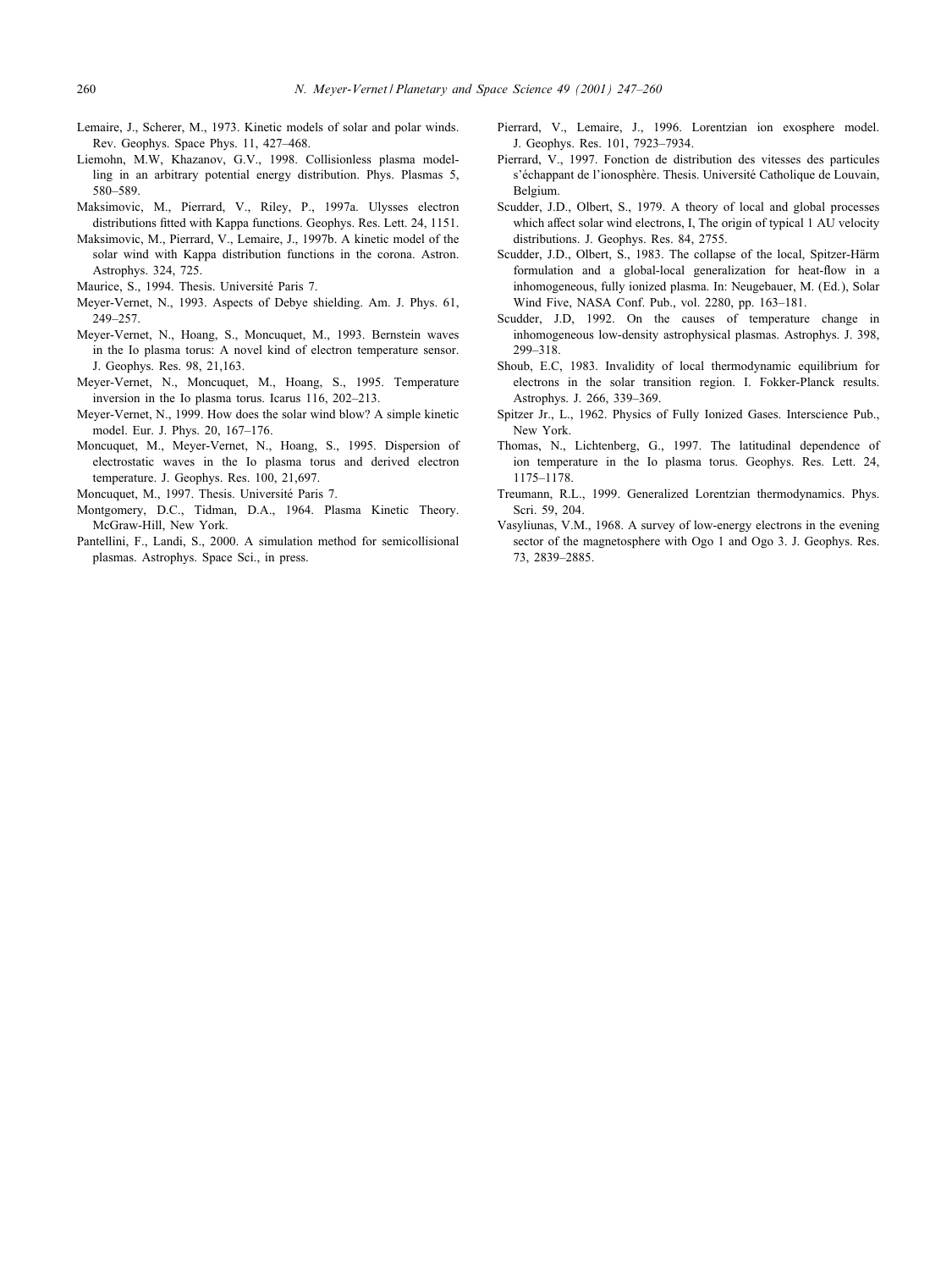Lemaire, J., Scherer, M., 1973. Kinetic models of solar and polar winds. Rev. Geophys. Space Phys. 11, 427–468.

Liemohn, M.W, Khazanov, G.V., 1998. Collisionless plasma modelling in an arbitrary potential energy distribution. Phys. Plasmas 5, 580–589.

Maksimovic, M., Pierrard, V., Riley, P., 1997a. Ulysses electron distributions fitted with Kappa functions. Geophys. Res. Lett. 24, 1151.

Maksimovic, M., Pierrard, V., Lemaire, J., 1997b. A kinetic model of the solar wind with Kappa distribution functions in the corona. Astron. Astrophys. 324, 725.

Maurice, S., 1994. Thesis. Université Paris 7.

Meyer-Vernet, N., 1993. Aspects of Debye shielding. Am. J. Phys. 61, 249–257.

Meyer-Vernet, N., Hoang, S., Moncuquet, M., 1993. Bernstein waves in the Io plasma torus: A novel kind of electron temperature sensor. J. Geophys. Res. 98, 21,163.

Meyer-Vernet, N., Moncuquet, M., Hoang, S., 1995. Temperature inversion in the Io plasma torus. Icarus 116, 202–213.

Meyer-Vernet, N., 1999. How does the solar wind blow? A simple kinetic model. Eur. J. Phys. 20, 167–176.

Moncuquet, M., Meyer-Vernet, N., Hoang, S., 1995. Dispersion of electrostatic waves in the Io plasma torus and derived electron temperature. J. Geophys. Res. 100, 21,697.

Moncuquet, M., 1997. Thesis. Université Paris 7.

Montgomery, D.C., Tidman, D.A., 1964. Plasma Kinetic Theory. McGraw-Hill, New York.

Pantellini, F., Landi, S., 2000. A simulation method for semicollisional plasmas. Astrophys. Space Sci., in press.

Pierrard, V., Lemaire, J., 1996. Lorentzian ion exosphere model. J. Geophys. Res. 101, 7923–7934.

Pierrard, V., 1997. Fonction de distribution des vitesses des particules s'échappant de l'ionosphère. Thesis. Université Catholique de Louvain, Belgium.

Scudder, J.D., Olbert, S., 1979. A theory of local and global processes which affect solar wind electrons, I, The origin of typical 1 AU velocity distributions. J. Geophys. Res. 84, 2755.

Scudder, J.D., Olbert, S., 1983. The collapse of the local, Spitzer-Härm formulation and a global-local generalization for heat-flow in a inhomogeneous, fully ionized plasma. In: Neugebauer, M. (Ed.), Solar Wind Five, NASA Conf. Pub., vol. 2280, pp. 163–181.

Scudder, J.D, 1992. On the causes of temperature change in inhomogeneous low-density astrophysical plasmas. Astrophys. J. 398, 299–318.

Shoub, E.C, 1983. Invalidity of local thermodynamic equilibrium for electrons in the solar transition region. I. Fokker-Planck results. Astrophys. J. 266, 339–369.

Spitzer Jr., L., 1962. Physics of Fully Ionized Gases. Interscience Pub., New York.

Thomas, N., Lichtenberg, G., 1997. The latitudinal dependence of ion temperature in the Io plasma torus. Geophys. Res. Lett. 24, 1175–1178.

Treumann, R.L., 1999. Generalized Lorentzian thermodynamics. Phys. Scri. 59, 204.

Vasyliunas, V.M., 1968. A survey of low-energy electrons in the evening sector of the magnetosphere with Ogo 1 and Ogo 3. J. Geophys. Res. 73, 2839–2885.